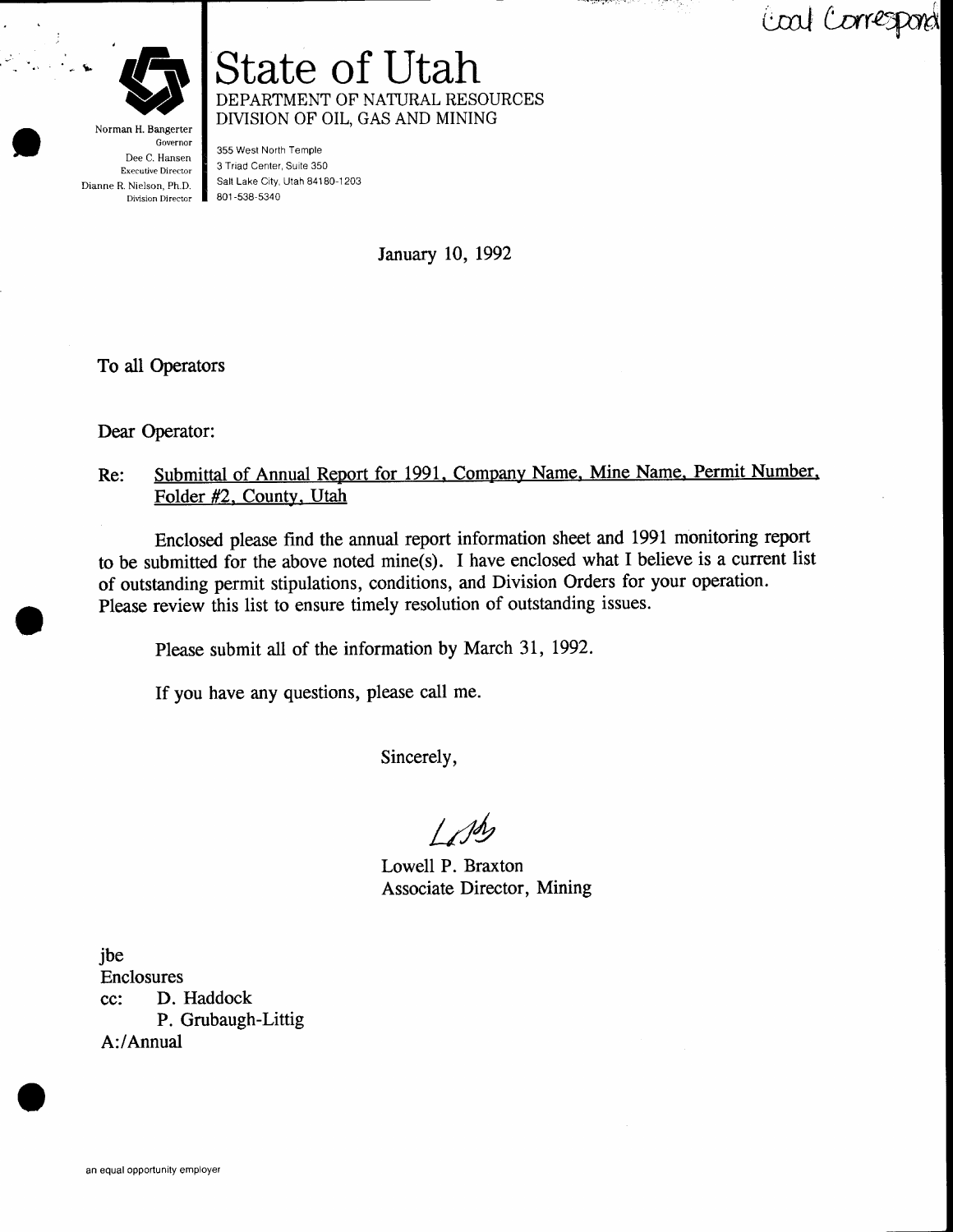Coal Correspond

# State of Utah

DEPARTMENT OF NATURAL RESOURCES
DIVISION OF OIL, GAS AND MINING

Norman H. Bangerter
Governor
Dee C. Hansen
Executive Director
Dianne R. Nielson, Ph.D.
Division Director

355 West North Temple
3 Triad Center, Suite 350
Salt Lake City, Utah 84180-1203
801-538-5340

January 10, 1992

To all Operators

Dear Operator:

Re: Submittal of Annual Report for 1991, Company Name, Mine Name, Permit Number, Folder #2, County, Utah

Enclosed please find the annual report information sheet and 1991 monitoring report to be submitted for the above noted mine(s). I have enclosed what I believe is a current list of outstanding permit stipulations, conditions, and Division Orders for your operation. Please review this list to ensure timely resolution of outstanding issues.

Please submit all of the information by March 31, 1992.

If you have any questions, please call me.

Sincerely,

Lowell P. Braxton
Associate Director, Mining

jbe
Enclosures
cc: D. Haddock
P. Grubaugh-Littig
A:/Annual

an equal opportunity employer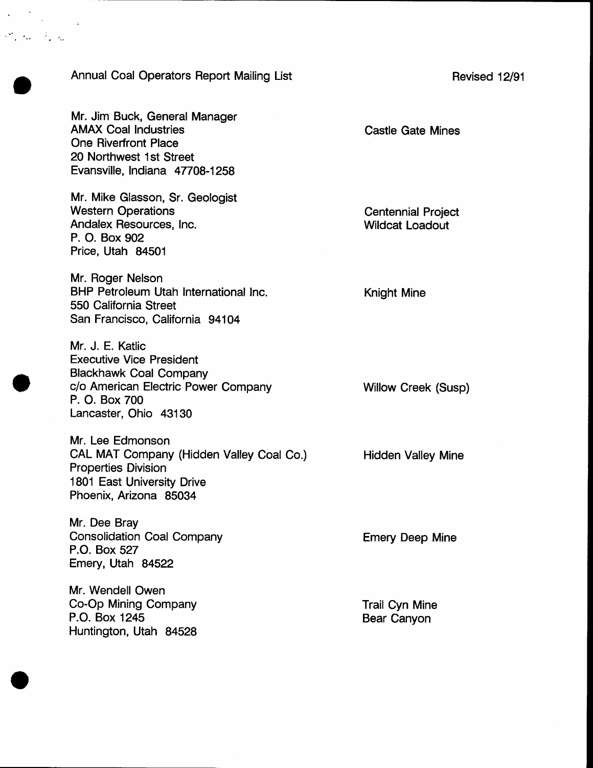Annual Coal Operators Report Mailing List

Revised 12/91

| Address | Mine |
| --- | --- |
| Mr. Jim Buck, General Manager<br>AMAX Coal Industries<br>One Riverfront Place<br>20 Northwest 1st Street<br>Evansville, Indiana 47708-1258 | Castle Gate Mines |
| Mr. Mike Glasson, Sr. Geologist<br>Western Operations<br>Andalex Resources, Inc.<br>P. O. Box 902<br>Price, Utah 84501 | Centennial Project<br>Wildcat Loadout |
| Mr. Roger Nelson<br>BHP Petroleum Utah International Inc.<br>550 California Street<br>San Francisco, California 94104 | Knight Mine |
| Mr. J. E. Katlic<br>Executive Vice President<br>Blackhawk Coal Company<br>c/o American Electric Power Company<br>P. O. Box 700<br>Lancaster, Ohio 43130 | Willow Creek (Susp) |
| Mr. Lee Edmonson<br>CAL MAT Company (Hidden Valley Coal Co.)<br>Properties Division<br>1801 East University Drive<br>Phoenix, Arizona 85034 | Hidden Valley Mine |
| Mr. Dee Bray<br>Consolidation Coal Company<br>P.O. Box 527<br>Emery, Utah 84522 | Emery Deep Mine |
| Mr. Wendell Owen<br>Co-Op Mining Company<br>P.O. Box 1245<br>Huntington, Utah 84528 | Trail Cyn Mine<br>Bear Canyon |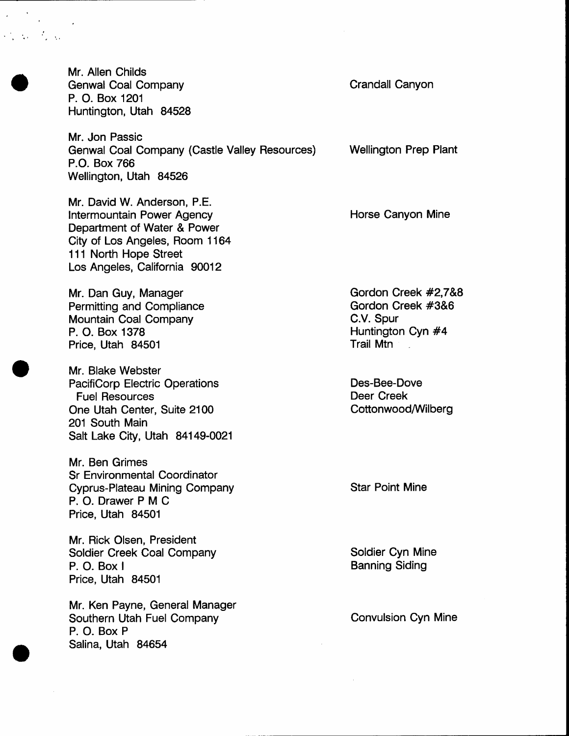| Address | Site |
| --- | --- |
| Mr. Allen Childs<br>Genwal Coal Company<br>P. O. Box 1201<br>Huntington, Utah 84528 | Crandall Canyon |
| Mr. Jon Passic<br>Genwal Coal Company (Castle Valley Resources)<br>P.O. Box 766<br>Wellington, Utah 84526 | Wellington Prep Plant |
| Mr. David W. Anderson, P.E.<br>Intermountain Power Agency<br>Department of Water & Power<br>City of Los Angeles, Room 1164<br>111 North Hope Street<br>Los Angeles, California 90012 | Horse Canyon Mine |
| Mr. Dan Guy, Manager<br>Permitting and Compliance<br>Mountain Coal Company<br>P. O. Box 1378<br>Price, Utah 84501 | Gordon Creek #2,7&8<br>Gordon Creek #3&6<br>C.V. Spur<br>Huntington Cyn #4<br>Trail Mtn |
| Mr. Blake Webster<br>PacifiCorp Electric Operations<br>Fuel Resources<br>One Utah Center, Suite 2100<br>201 South Main<br>Salt Lake City, Utah 84149-0021 | Des-Bee-Dove<br>Deer Creek<br>Cottonwood/Wilberg |
| Mr. Ben Grimes<br>Sr Environmental Coordinator<br>Cyprus-Plateau Mining Company<br>P. O. Drawer P M C<br>Price, Utah 84501 | Star Point Mine |
| Mr. Rick Olsen, President<br>Soldier Creek Coal Company<br>P. O. Box I<br>Price, Utah 84501 | Soldier Cyn Mine<br>Banning Siding |
| Mr. Ken Payne, General Manager<br>Southern Utah Fuel Company<br>P. O. Box P<br>Salina, Utah 84654 | Convulsion Cyn Mine |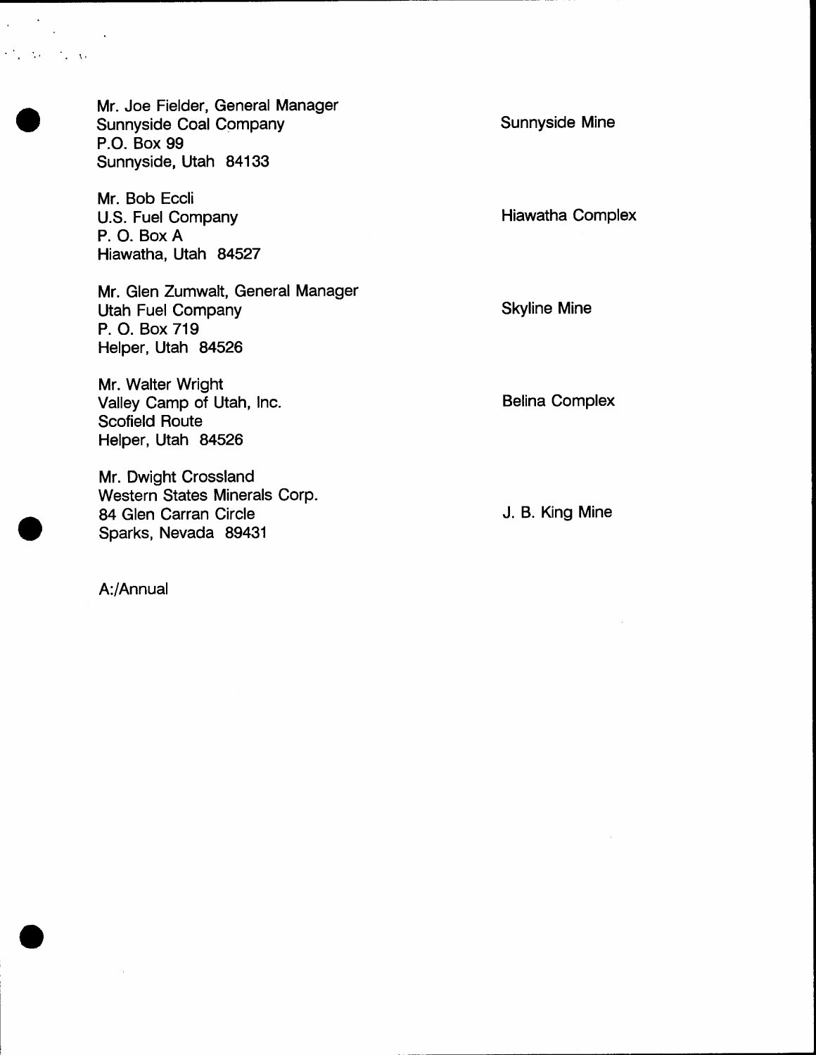| | |
|---|---|
| Mr. Joe Fielder, General Manager<br>Sunnyside Coal Company<br>P.O. Box 99<br>Sunnyside, Utah 84133 | Sunnyside Mine |
| Mr. Bob Eccli<br>U.S. Fuel Company<br>P. O. Box A<br>Hiawatha, Utah 84527 | Hiawatha Complex |
| Mr. Glen Zumwalt, General Manager<br>Utah Fuel Company<br>P. O. Box 719<br>Helper, Utah 84526 | Skyline Mine |
| Mr. Walter Wright<br>Valley Camp of Utah, Inc.<br>Scofield Route<br>Helper, Utah 84526 | Belina Complex |
| Mr. Dwight Crossland<br>Western States Minerals Corp.<br>84 Glen Carran Circle<br>Sparks, Nevada 89431 | J. B. King Mine |

A:/Annual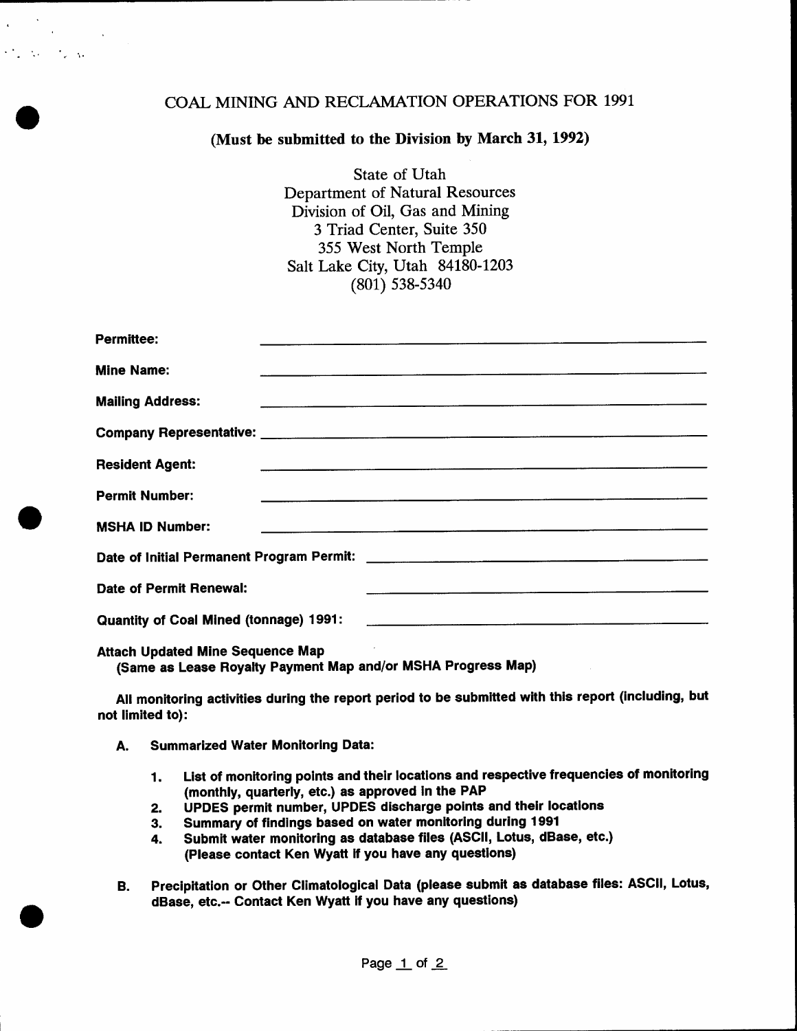# COAL MINING AND RECLAMATION OPERATIONS FOR 1991

**(Must be submitted to the Division by March 31, 1992)**

State of Utah
Department of Natural Resources
Division of Oil, Gas and Mining
3 Triad Center, Suite 350
355 West North Temple
Salt Lake City, Utah 84180-1203
(801) 538-5340

**Permittee:** ____________________

**Mine Name:** ____________________

**Mailing Address:** ____________________

**Company Representative:** ____________________

**Resident Agent:** ____________________

**Permit Number:** ____________________

**MSHA ID Number:** ____________________

**Date of Initial Permanent Program Permit:** ____________________

**Date of Permit Renewal:** ____________________

**Quantity of Coal Mined (tonnage) 1991:** ____________________

**Attach Updated Mine Sequence Map**
**(Same as Lease Royalty Payment Map and/or MSHA Progress Map)**

**All monitoring activities during the report period to be submitted with this report (including, but not limited to):**

**A. Summarized Water Monitoring Data:**

1. **List of monitoring points and their locations and respective frequencies of monitoring (monthly, quarterly, etc.) as approved in the PAP**
2. **UPDES permit number, UPDES discharge points and their locations**
3. **Summary of findings based on water monitoring during 1991**
4. **Submit water monitoring as database files (ASCII, Lotus, dBase, etc.) (Please contact Ken Wyatt if you have any questions)**

**B. Precipitation or Other Climatological Data (please submit as database files: ASCII, Lotus, dBase, etc.-- Contact Ken Wyatt if you have any questions)**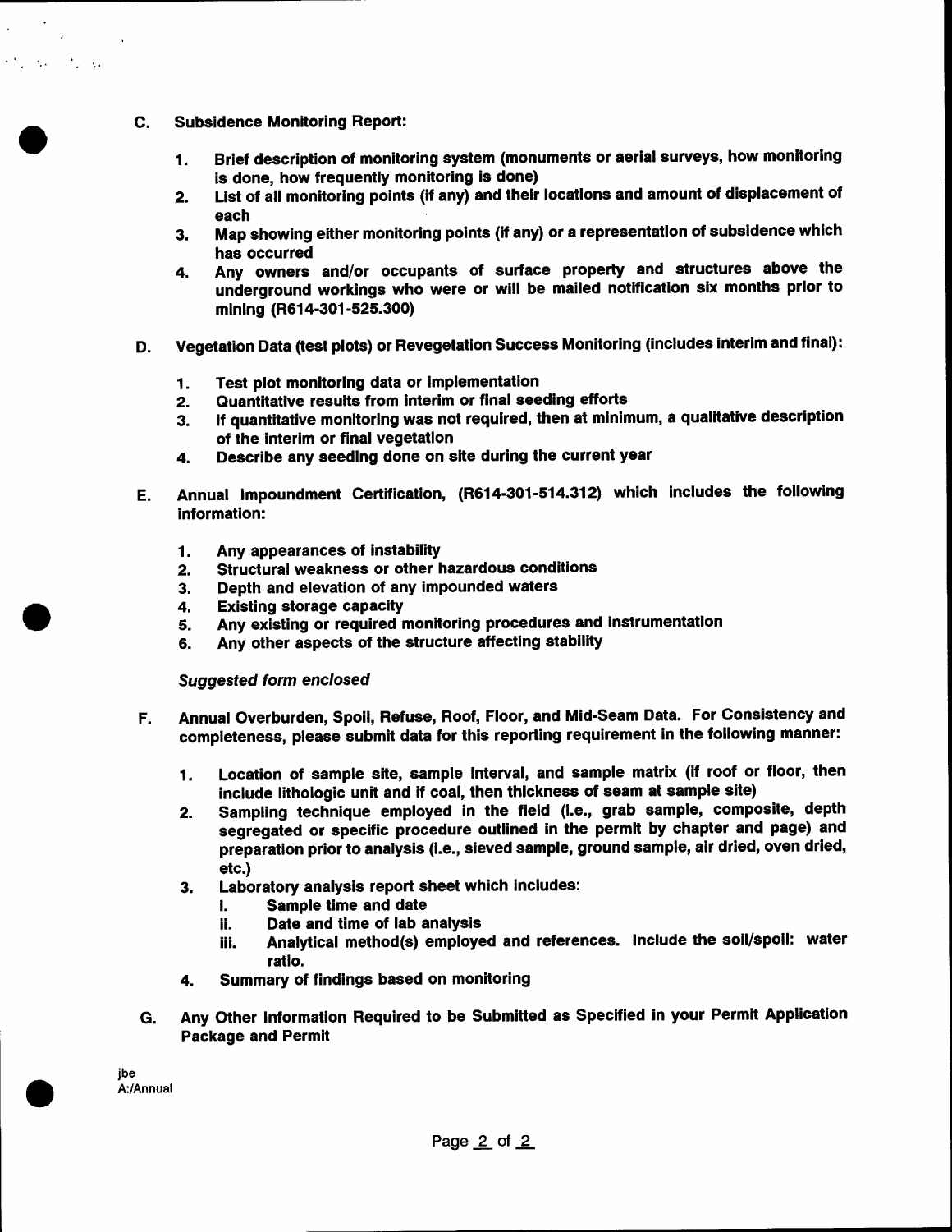**C. Subsidence Monitoring Report:**

1. **Brief description of monitoring system (monuments or aerial surveys, how monitoring is done, how frequently monitoring is done)**
2. **List of all monitoring points (if any) and their locations and amount of displacement of each**
3. **Map showing either monitoring points (if any) or a representation of subsidence which has occurred**
4. **Any owners and/or occupants of surface property and structures above the underground workings who were or will be mailed notification six months prior to mining (R614-301-525.300)**

**D. Vegetation Data (test plots) or Revegetation Success Monitoring (includes interim and final):**

1. **Test plot monitoring data or implementation**
2. **Quantitative results from interim or final seeding efforts**
3. **If quantitative monitoring was not required, then at minimum, a qualitative description of the interim or final vegetation**
4. **Describe any seeding done on site during the current year**

**E. Annual Impoundment Certification, (R614-301-514.312) which includes the following information:**

1. **Any appearances of instability**
2. **Structural weakness or other hazardous conditions**
3. **Depth and elevation of any impounded waters**
4. **Existing storage capacity**
5. **Any existing or required monitoring procedures and instrumentation**
6. **Any other aspects of the structure affecting stability**

*Suggested form enclosed*

**F. Annual Overburden, Spoil, Refuse, Roof, Floor, and Mid-Seam Data. For Consistency and completeness, please submit data for this reporting requirement in the following manner:**

1. **Location of sample site, sample interval, and sample matrix (if roof or floor, then include lithologic unit and if coal, then thickness of seam at sample site)**
2. **Sampling technique employed in the field (i.e., grab sample, composite, depth segregated or specific procedure outlined in the permit by chapter and page) and preparation prior to analysis (i.e., sieved sample, ground sample, air dried, oven dried, etc.)**
3. **Laboratory analysis report sheet which includes:**
   - i. **Sample time and date**
   - ii. **Date and time of lab analysis**
   - iii. **Analytical method(s) employed and references. Include the soil/spoil: water ratio.**
4. **Summary of findings based on monitoring**

**G. Any Other Information Required to be Submitted as Specified in your Permit Application Package and Permit**

jbe
A:/Annual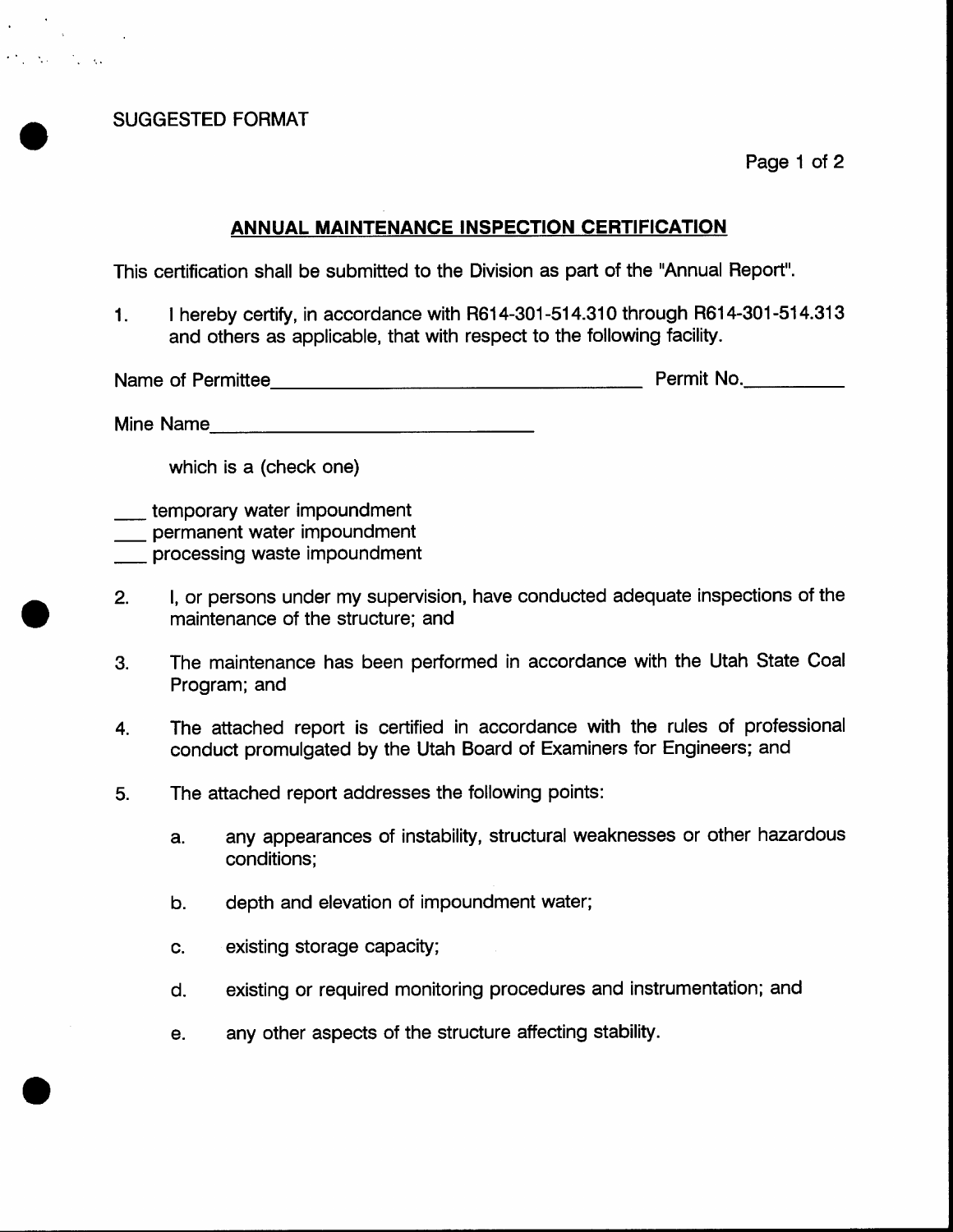SUGGESTED FORMAT

## ANNUAL MAINTENANCE INSPECTION CERTIFICATION

This certification shall be submitted to the Division as part of the "Annual Report".

1. I hereby certify, in accordance with R614-301-514.310 through R614-301-514.313 and others as applicable, that with respect to the following facility.

Name of Permittee____________________________________ Permit No.__________

Mine Name________________________________

which is a (check one)

___ temporary water impoundment
___ permanent water impoundment
___ processing waste impoundment

2. I, or persons under my supervision, have conducted adequate inspections of the maintenance of the structure; and

3. The maintenance has been performed in accordance with the Utah State Coal Program; and

4. The attached report is certified in accordance with the rules of professional conduct promulgated by the Utah Board of Examiners for Engineers; and

5. The attached report addresses the following points:

   a. any appearances of instability, structural weaknesses or other hazardous conditions;

   b. depth and elevation of impoundment water;

   c. existing storage capacity;

   d. existing or required monitoring procedures and instrumentation; and

   e. any other aspects of the structure affecting stability.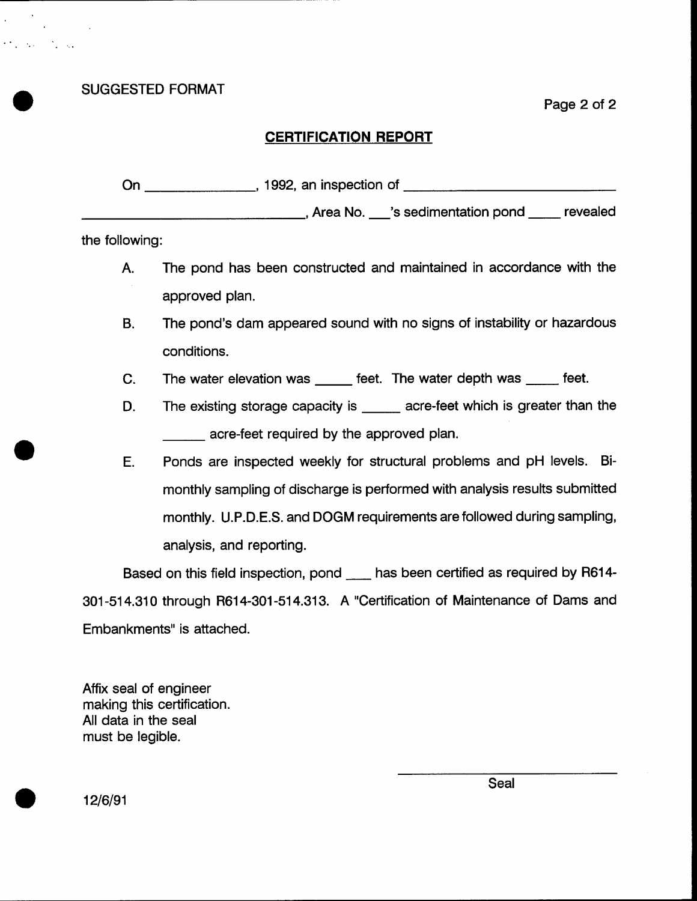SUGGESTED FORMAT

## CERTIFICATION REPORT

On ______________, 1992, an inspection of ____________________________ ____________________________, Area No. ___'s sedimentation pond ____ revealed the following:

A. The pond has been constructed and maintained in accordance with the approved plan.

B. The pond's dam appeared sound with no signs of instability or hazardous conditions.

C. The water elevation was _____ feet. The water depth was ____ feet.

D. The existing storage capacity is _____ acre-feet which is greater than the ______ acre-feet required by the approved plan.

E. Ponds are inspected weekly for structural problems and pH levels. Bi-monthly sampling of discharge is performed with analysis results submitted monthly. U.P.D.E.S. and DOGM requirements are followed during sampling, analysis, and reporting.

Based on this field inspection, pond ___ has been certified as required by R614-301-514.310 through R614-301-514.313. A "Certification of Maintenance of Dams and Embankments" is attached.

Affix seal of engineer
making this certification.
All data in the seal
must be legible.

____________________________
Seal

12/6/91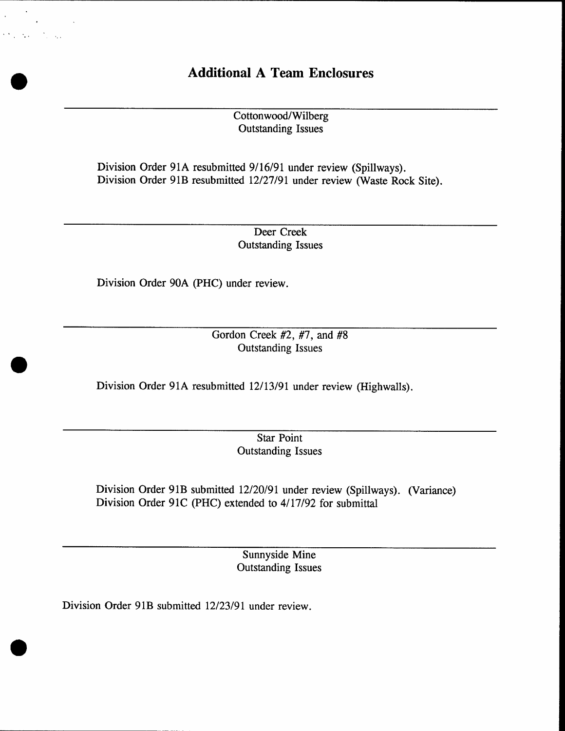# Additional A Team Enclosures

---

## Cottonwood/Wilberg
## Outstanding Issues

Division Order 91A resubmitted 9/16/91 under review (Spillways).
Division Order 91B resubmitted 12/27/91 under review (Waste Rock Site).

---

## Deer Creek
## Outstanding Issues

Division Order 90A (PHC) under review.

---

## Gordon Creek #2, #7, and #8
## Outstanding Issues

Division Order 91A resubmitted 12/13/91 under review (Highwalls).

---

## Star Point
## Outstanding Issues

Division Order 91B submitted 12/20/91 under review (Spillways). (Variance)
Division Order 91C (PHC) extended to 4/17/92 for submittal

---

## Sunnyside Mine
## Outstanding Issues

Division Order 91B submitted 12/23/91 under review.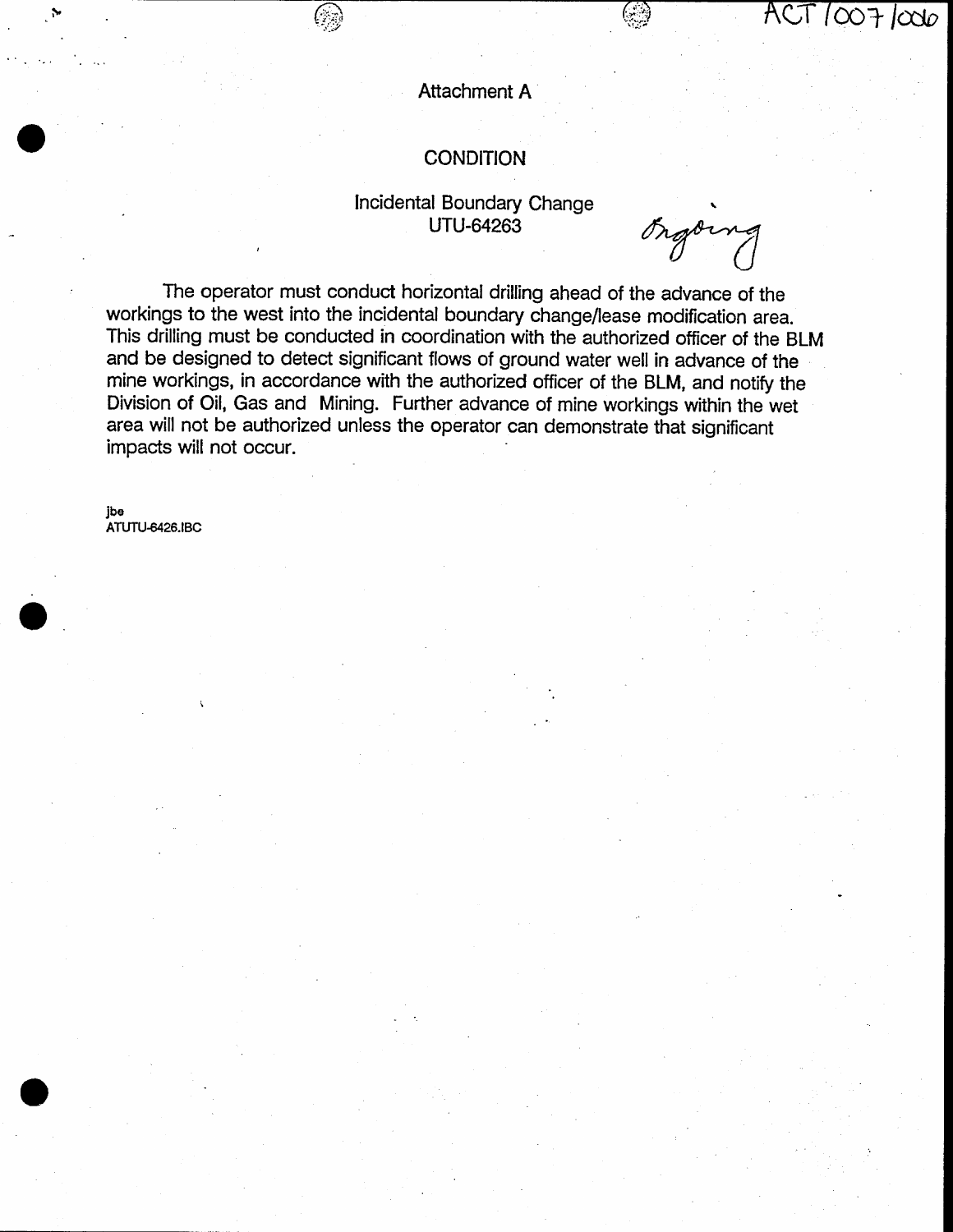ACT/007/006

Attachment A

## CONDITION

Incidental Boundary Change
UTU-64263

Ongoing

The operator must conduct horizontal drilling ahead of the advance of the workings to the west into the incidental boundary change/lease modification area. This drilling must be conducted in coordination with the authorized officer of the BLM and be designed to detect significant flows of ground water well in advance of the mine workings, in accordance with the authorized officer of the BLM, and notify the Division of Oil, Gas and Mining. Further advance of mine workings within the wet area will not be authorized unless the operator can demonstrate that significant impacts will not occur.

**jbe**
**ATUTU-6426.IBC**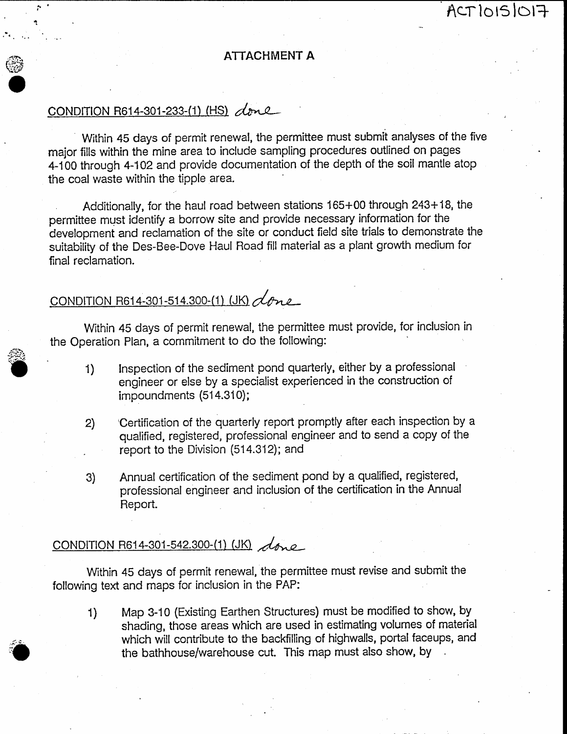ACT1015|017

# ATTACHMENT A

## CONDITION R614-301-233-(1) (HS) *done*

Within 45 days of permit renewal, the permittee must submit analyses of the five major fills within the mine area to include sampling procedures outlined on pages 4-100 through 4-102 and provide documentation of the depth of the soil mantle atop the coal waste within the tipple area.

Additionally, for the haul road between stations 165+00 through 243+18, the permittee must identify a borrow site and provide necessary information for the development and reclamation of the site or conduct field site trials to demonstrate the suitability of the Des-Bee-Dove Haul Road fill material as a plant growth medium for final reclamation.

## CONDITION R614-301-514.300-(1) (JK) *done*

Within 45 days of permit renewal, the permittee must provide, for inclusion in the Operation Plan, a commitment to do the following:

1) Inspection of the sediment pond quarterly, either by a professional engineer or else by a specialist experienced in the construction of impoundments (514.310);

2) Certification of the quarterly report promptly after each inspection by a qualified, registered, professional engineer and to send a copy of the report to the Division (514.312); and

3) Annual certification of the sediment pond by a qualified, registered, professional engineer and inclusion of the certification in the Annual Report.

## CONDITION R614-301-542.300-(1) (JK) *done*

Within 45 days of permit renewal, the permittee must revise and submit the following text and maps for inclusion in the PAP:

1) Map 3-10 (Existing Earthen Structures) must be modified to show, by shading, those areas which are used in estimating volumes of material which will contribute to the backfilling of highwalls, portal faceups, and the bathhouse/warehouse cut. This map must also show, by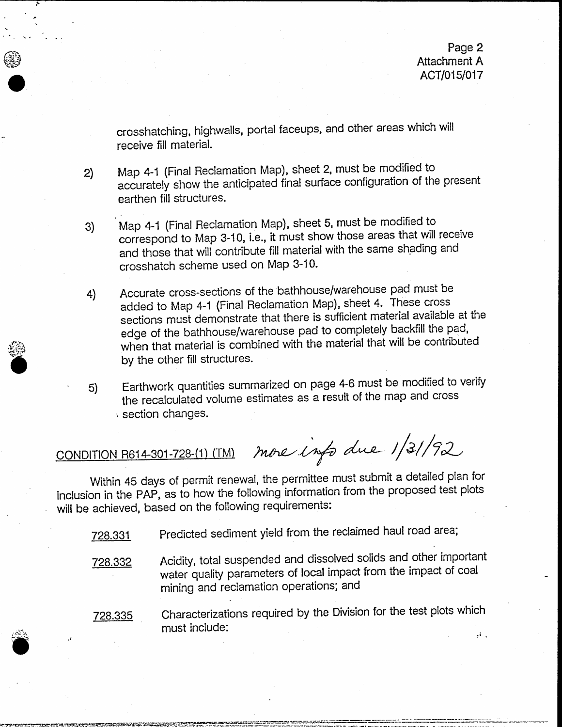crosshatching, highwalls, portal faceups, and other areas which will receive fill material.

2) Map 4-1 (Final Reclamation Map), sheet 2, must be modified to accurately show the anticipated final surface configuration of the present earthen fill structures.

3) Map 4-1 (Final Reclamation Map), sheet 5, must be modified to correspond to Map 3-10, i.e., it must show those areas that will receive and those that will contribute fill material with the same shading and crosshatch scheme used on Map 3-10.

4) Accurate cross-sections of the bathhouse/warehouse pad must be added to Map 4-1 (Final Reclamation Map), sheet 4. These cross sections must demonstrate that there is sufficient material available at the edge of the bathhouse/warehouse pad to completely backfill the pad, when that material is combined with the material that will be contributed by the other fill structures.

5) Earthwork quantities summarized on page 4-6 must be modified to verify the recalculated volume estimates as a result of the map and cross section changes.

CONDITION R614-301-728-(1) (TM) *more info due 1/31/92*

Within 45 days of permit renewal, the permittee must submit a detailed plan for inclusion in the PAP, as to how the following information from the proposed test plots will be achieved, based on the following requirements:

728.331 Predicted sediment yield from the reclaimed haul road area;

728.332 Acidity, total suspended and dissolved solids and other important water quality parameters of local impact from the impact of coal mining and reclamation operations; and

728.335 Characterizations required by the Division for the test plots which must include: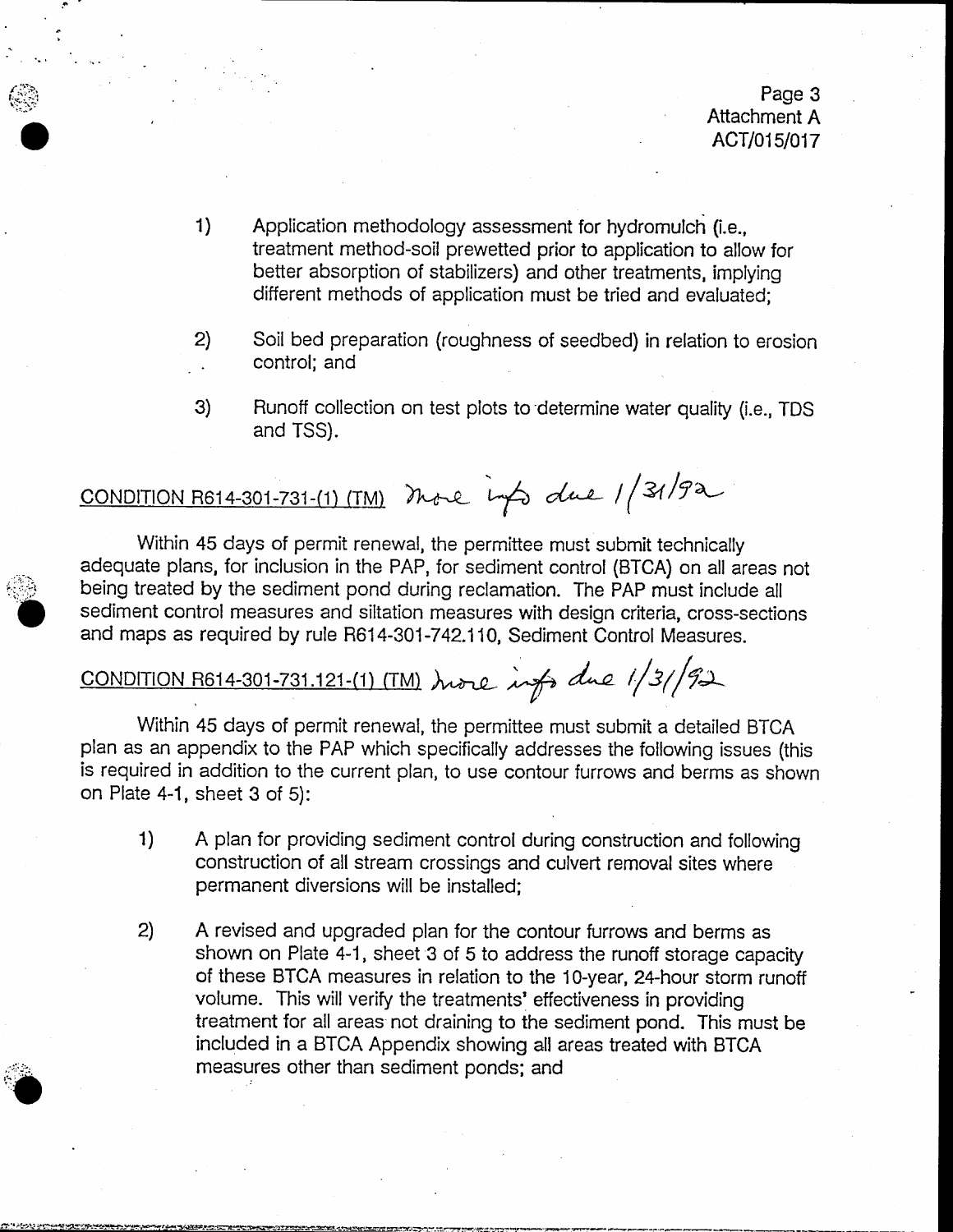1) Application methodology assessment for hydromulch (i.e., treatment method-soil prewetted prior to application to allow for better absorption of stabilizers) and other treatments, implying different methods of application must be tried and evaluated;

2) Soil bed preparation (roughness of seedbed) in relation to erosion control; and

3) Runoff collection on test plots to determine water quality (i.e., TDS and TSS).

CONDITION R614-301-731-(1) (TM) more info due 1/31/92

Within 45 days of permit renewal, the permittee must submit technically adequate plans, for inclusion in the PAP, for sediment control (BTCA) on all areas not being treated by the sediment pond during reclamation. The PAP must include all sediment control measures and siltation measures with design criteria, cross-sections and maps as required by rule R614-301-742.110, Sediment Control Measures.

CONDITION R614-301-731.121-(1) (TM) more info due 1/31/92

Within 45 days of permit renewal, the permittee must submit a detailed BTCA plan as an appendix to the PAP which specifically addresses the following issues (this is required in addition to the current plan, to use contour furrows and berms as shown on Plate 4-1, sheet 3 of 5):

1) A plan for providing sediment control during construction and following construction of all stream crossings and culvert removal sites where permanent diversions will be installed;

2) A revised and upgraded plan for the contour furrows and berms as shown on Plate 4-1, sheet 3 of 5 to address the runoff storage capacity of these BTCA measures in relation to the 10-year, 24-hour storm runoff volume. This will verify the treatments' effectiveness in providing treatment for all areas not draining to the sediment pond. This must be included in a BTCA Appendix showing all areas treated with BTCA measures other than sediment ponds; and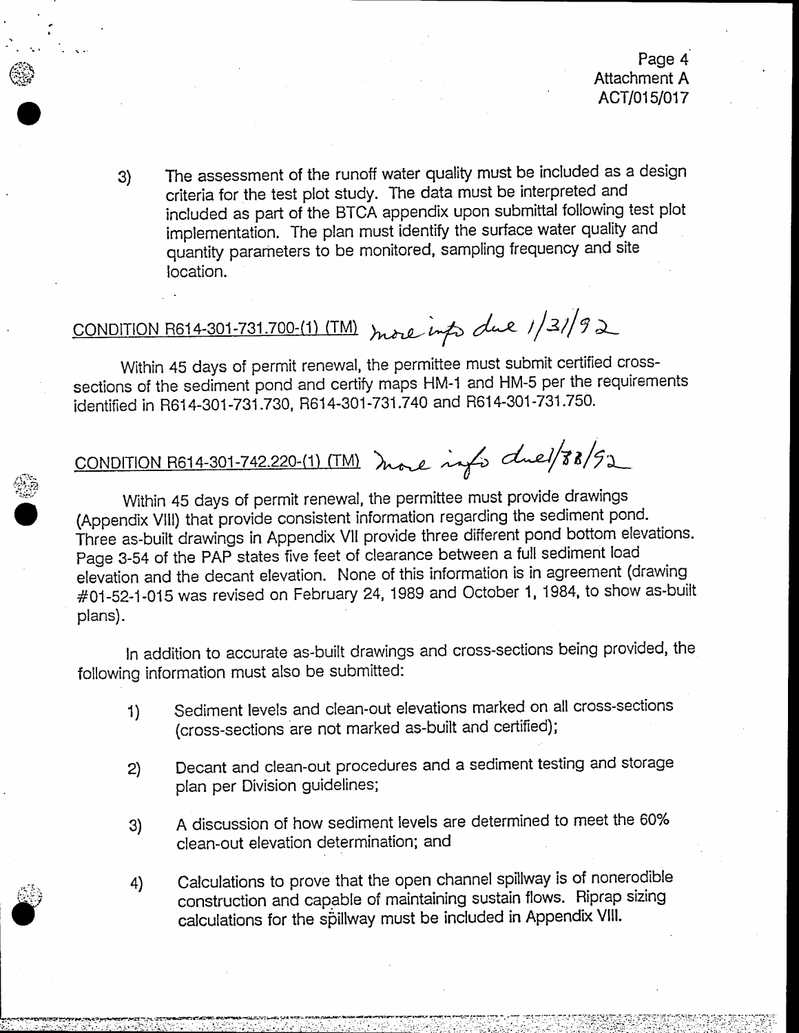3) The assessment of the runoff water quality must be included as a design criteria for the test plot study. The data must be interpreted and included as part of the BTCA appendix upon submittal following test plot implementation. The plan must identify the surface water quality and quantity parameters to be monitored, sampling frequency and site location.

CONDITION R614-301-731.700-(1) (TM) *more info due 1/31/92*

Within 45 days of permit renewal, the permittee must submit certified cross-sections of the sediment pond and certify maps HM-1 and HM-5 per the requirements identified in R614-301-731.730, R614-301-731.740 and R614-301-731.750.

CONDITION R614-301-742.220-(1) (TM) *more info due 1/28/92*

Within 45 days of permit renewal, the permittee must provide drawings (Appendix VIII) that provide consistent information regarding the sediment pond. Three as-built drawings in Appendix VII provide three different pond bottom elevations. Page 3-54 of the PAP states five feet of clearance between a full sediment load elevation and the decant elevation. None of this information is in agreement (drawing #01-52-1-015 was revised on February 24, 1989 and October 1, 1984, to show as-built plans).

In addition to accurate as-built drawings and cross-sections being provided, the following information must also be submitted:

1) Sediment levels and clean-out elevations marked on all cross-sections (cross-sections are not marked as-built and certified);

2) Decant and clean-out procedures and a sediment testing and storage plan per Division guidelines;

3) A discussion of how sediment levels are determined to meet the 60% clean-out elevation determination; and

4) Calculations to prove that the open channel spillway is of nonerodible construction and capable of maintaining sustain flows. Riprap sizing calculations for the spillway must be included in Appendix VIII.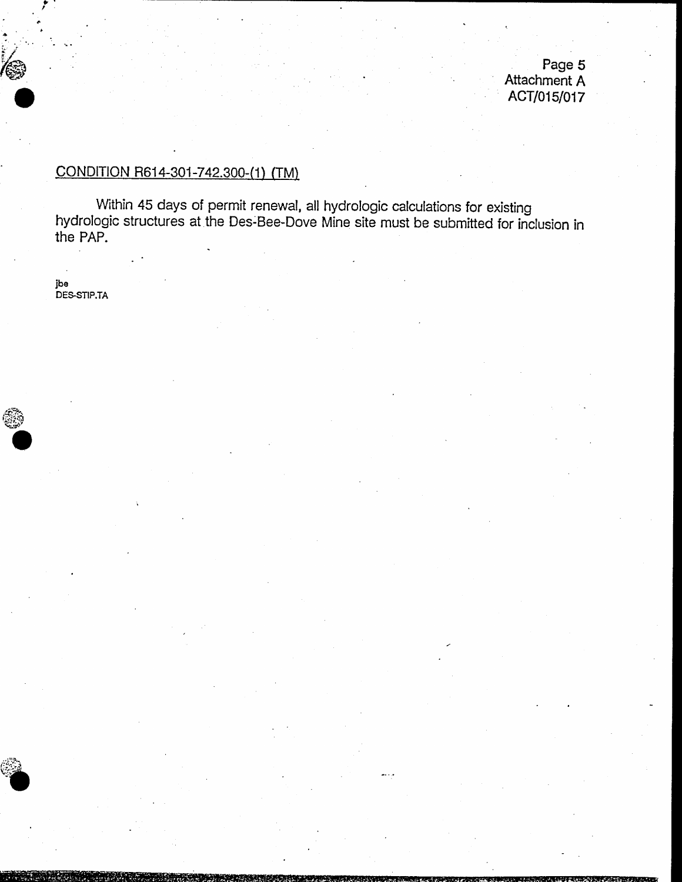CONDITION R614-301-742.300-(1) (TM)

Within 45 days of permit renewal, all hydrologic calculations for existing hydrologic structures at the Des-Bee-Dove Mine site must be submitted for inclusion in the PAP.

jbe
DES-STIP.TA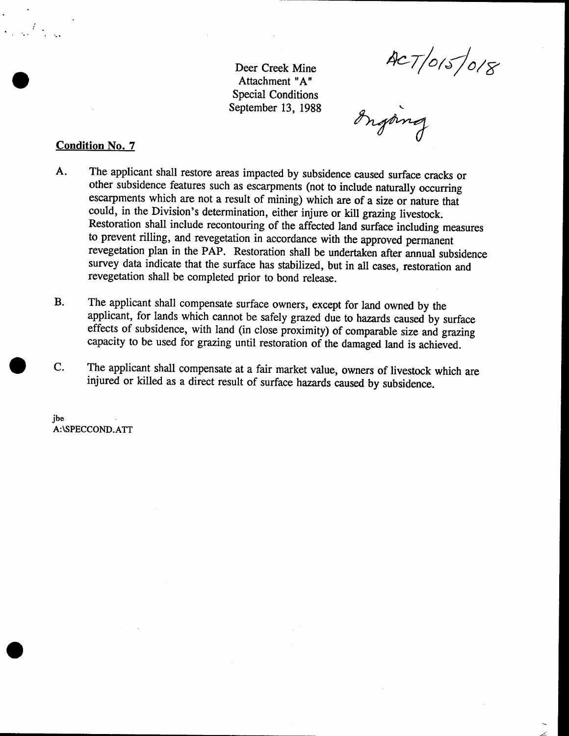Deer Creek Mine
Attachment "A"
Special Conditions
September 13, 1988

ACT/015/018

Ongoing

**Condition No. 7**

A. The applicant shall restore areas impacted by subsidence caused surface cracks or other subsidence features such as escarpments (not to include naturally occurring escarpments which are not a result of mining) which are of a size or nature that could, in the Division's determination, either injure or kill grazing livestock. Restoration shall include recontouring of the affected land surface including measures to prevent rilling, and revegetation in accordance with the approved permanent revegetation plan in the PAP. Restoration shall be undertaken after annual subsidence survey data indicate that the surface has stabilized, but in all cases, restoration and revegetation shall be completed prior to bond release.

B. The applicant shall compensate surface owners, except for land owned by the applicant, for lands which cannot be safely grazed due to hazards caused by surface effects of subsidence, with land (in close proximity) of comparable size and grazing capacity to be used for grazing until restoration of the damaged land is achieved.

C. The applicant shall compensate at a fair market value, owners of livestock which are injured or killed as a direct result of surface hazards caused by subsidence.

jbe
A:\SPECCOND.ATT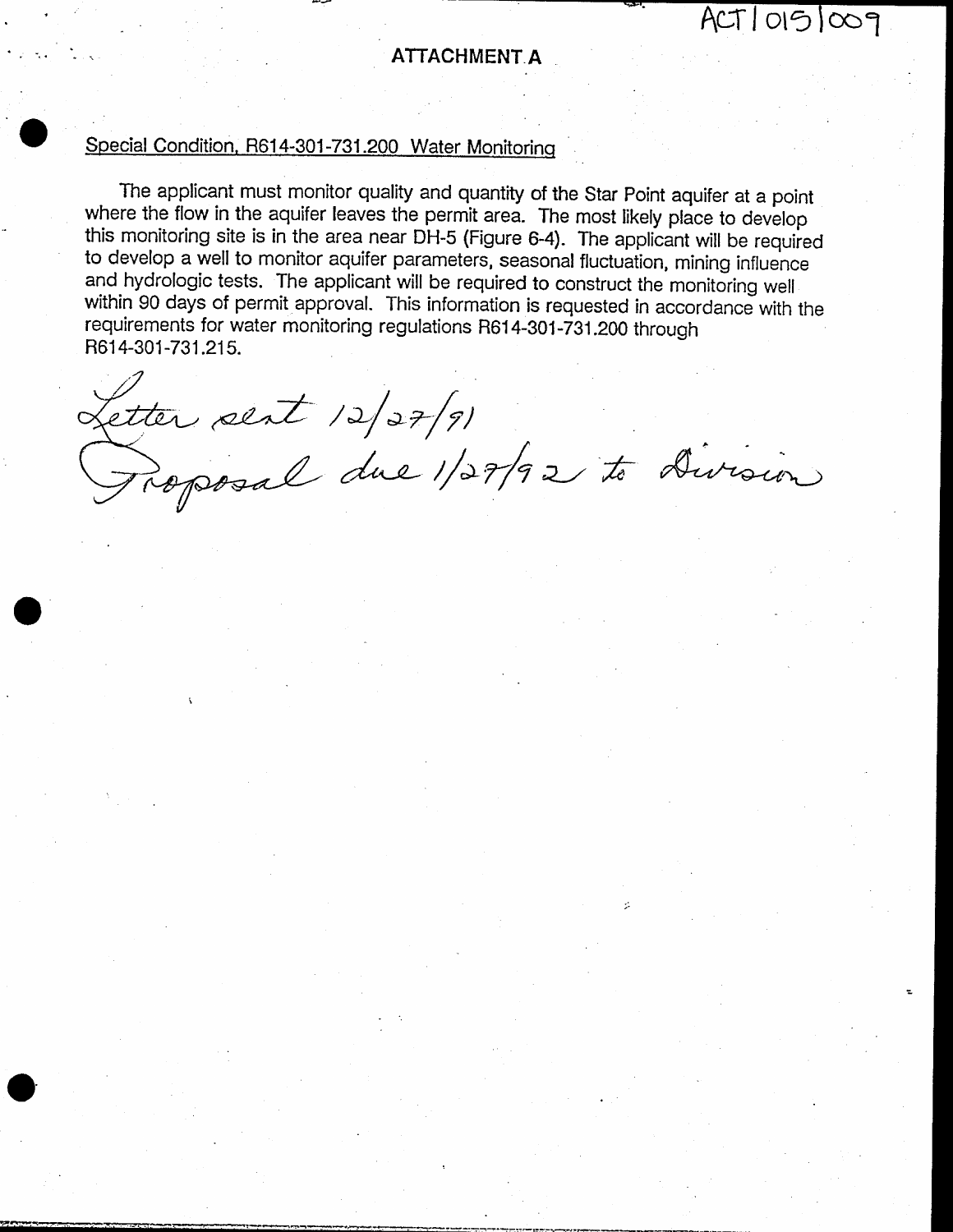ACT/015/009

# ATTACHMENT A

Special Condition, R614-301-731.200 Water Monitoring

The applicant must monitor quality and quantity of the Star Point aquifer at a point where the flow in the aquifer leaves the permit area. The most likely place to develop this monitoring site is in the area near DH-5 (Figure 6-4). The applicant will be required to develop a well to monitor aquifer parameters, seasonal fluctuation, mining influence and hydrologic tests. The applicant will be required to construct the monitoring well within 90 days of permit approval. This information is requested in accordance with the requirements for water monitoring regulations R614-301-731.200 through R614-301-731.215.

*Letter sent 12/27/91*
*Proposal due 1/27/92 to Division*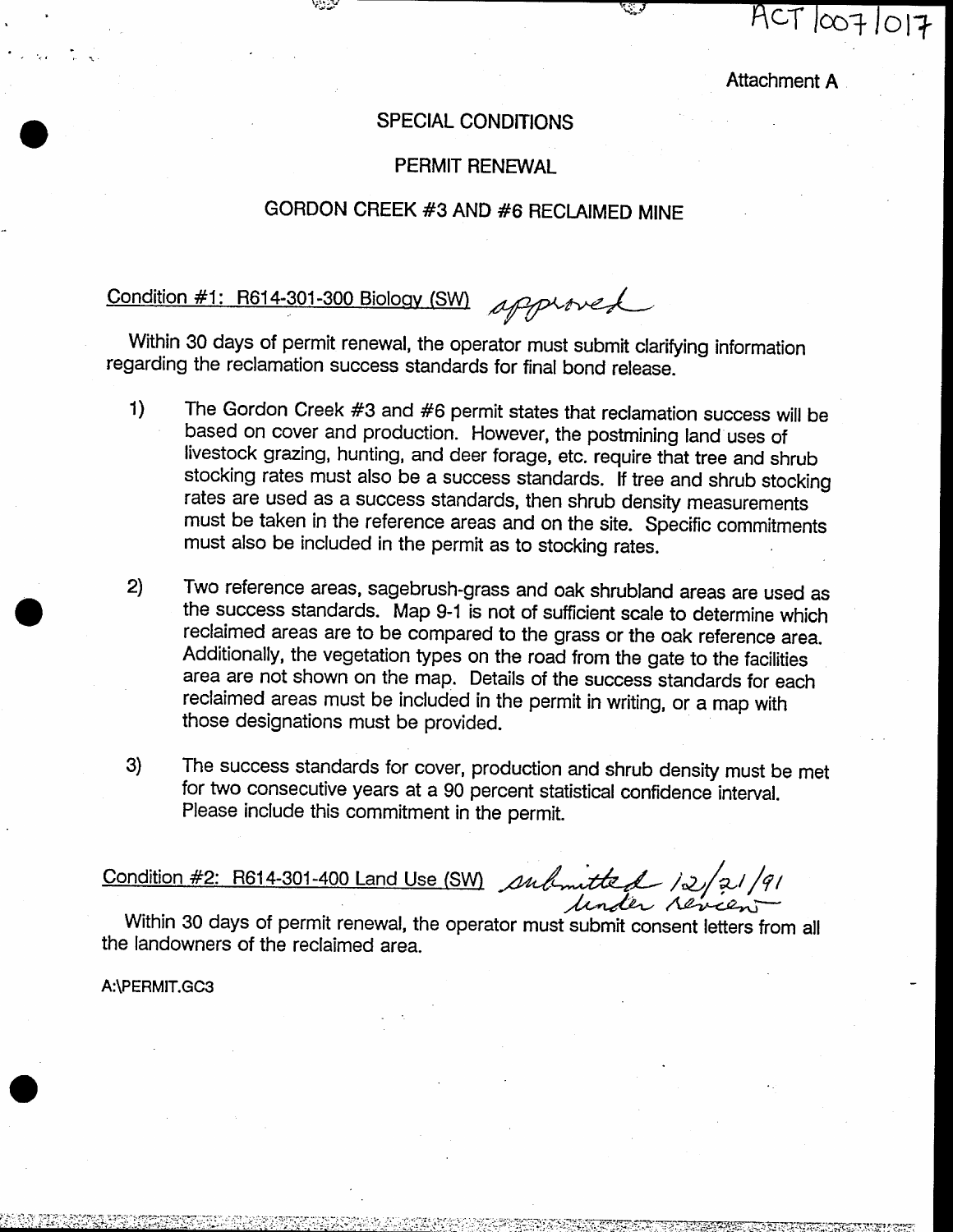ACT/007/017

Attachment A

# SPECIAL CONDITIONS

## PERMIT RENEWAL

## GORDON CREEK #3 AND #6 RECLAIMED MINE

Condition #1: R614-301-300 Biology (SW) *approved*

Within 30 days of permit renewal, the operator must submit clarifying information regarding the reclamation success standards for final bond release.

1) The Gordon Creek #3 and #6 permit states that reclamation success will be based on cover and production. However, the postmining land uses of livestock grazing, hunting, and deer forage, etc. require that tree and shrub stocking rates must also be a success standards. If tree and shrub stocking rates are used as a success standards, then shrub density measurements must be taken in the reference areas and on the site. Specific commitments must also be included in the permit as to stocking rates.

2) Two reference areas, sagebrush-grass and oak shrubland areas are used as the success standards. Map 9-1 is not of sufficient scale to determine which reclaimed areas are to be compared to the grass or the oak reference area. Additionally, the vegetation types on the road from the gate to the facilities area are not shown on the map. Details of the success standards for each reclaimed areas must be included in the permit in writing, or a map with those designations must be provided.

3) The success standards for cover, production and shrub density must be met for two consecutive years at a 90 percent statistical confidence interval. Please include this commitment in the permit.

Condition #2: R614-301-400 Land Use (SW) *submitted 12/21/91 under review*

Within 30 days of permit renewal, the operator must submit consent letters from all the landowners of the reclaimed area.

A:\PERMIT.GC3